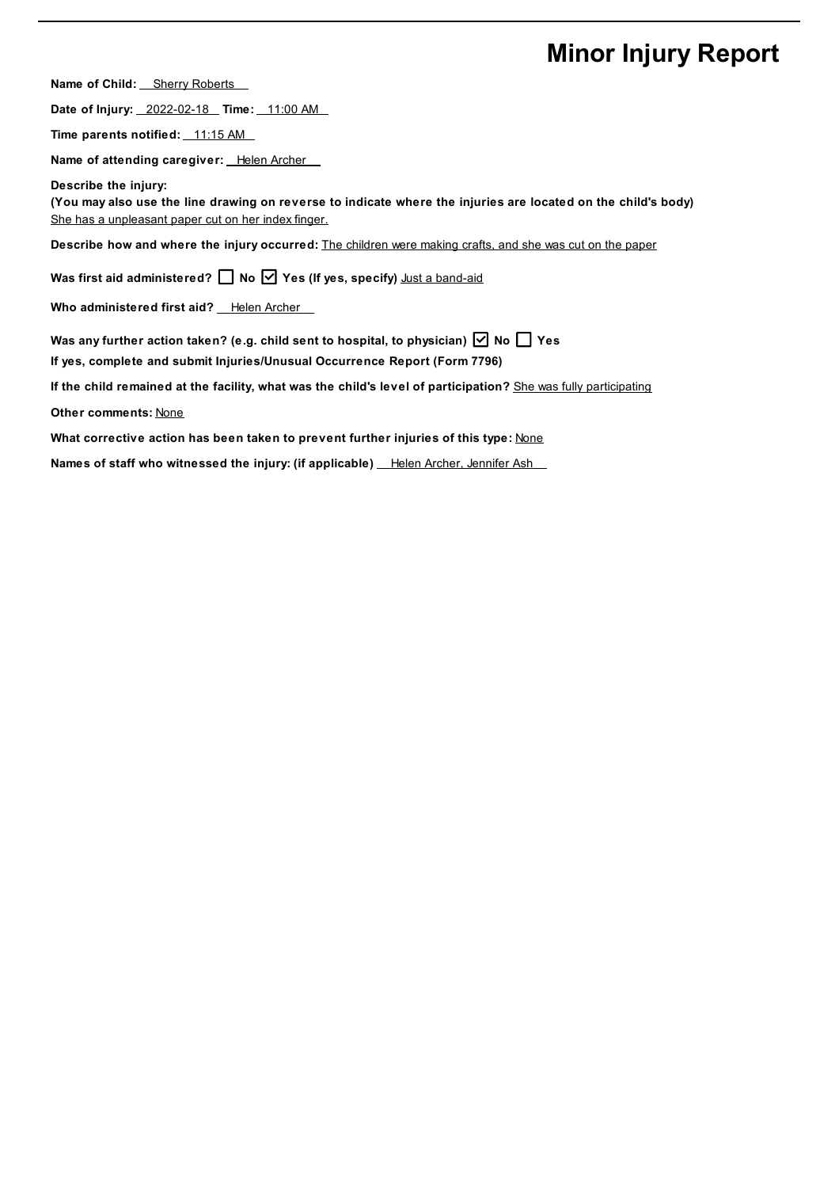# Minor Injury Report

**Name of Child:** Sherry Roberts

**Date of Injury:** 2022-02-18 **Time:** 11:00 AM

**Time parents notified:** 11:15 AM

**Name of attending caregiver:** Helen Archer

**Describe the injury:**
**(You may also use the line drawing on reverse to indicate where the injuries are located on the child's body)**
She has a unpleasant paper cut on her index finger.

**Describe how and where the injury occurred:** The children were making crafts, and she was cut on the paper

**Was first aid administered?** ☐ **No** ☑ **Yes (If yes, specify)** Just a band-aid

**Who administered first aid?** Helen Archer

**Was any further action taken? (e.g. child sent to hospital, to physician)** ☑ **No** ☐ **Yes**

**If yes, complete and submit Injuries/Unusual Occurrence Report (Form 7796)**

**If the child remained at the facility, what was the child's level of participation?** She was fully participating

**Other comments:** None

**What corrective action has been taken to prevent further injuries of this type:** None

**Names of staff who witnessed the injury: (if applicable)** Helen Archer, Jennifer Ash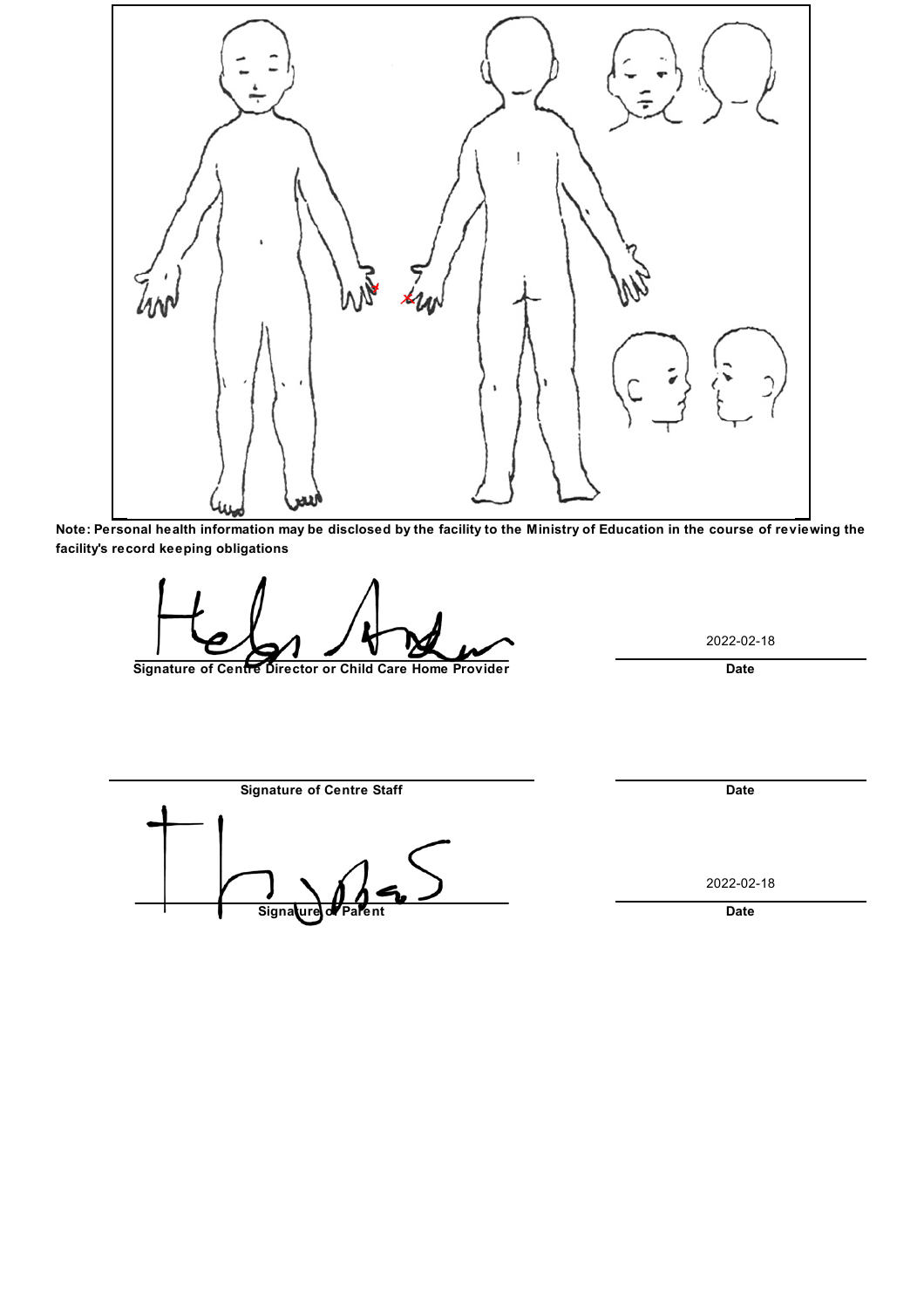**Note: Personal health information may be disclosed by the facility to the Ministry of Education in the course of reviewing the facility's record keeping obligations**

| | |
|---|---|
| **Signature of Centre Director or Child Care Home Provider** | 2022-02-18 **Date** |
| **Signature of Centre Staff** | **Date** |
| **Signature of Parent** | 2022-02-18 **Date** |